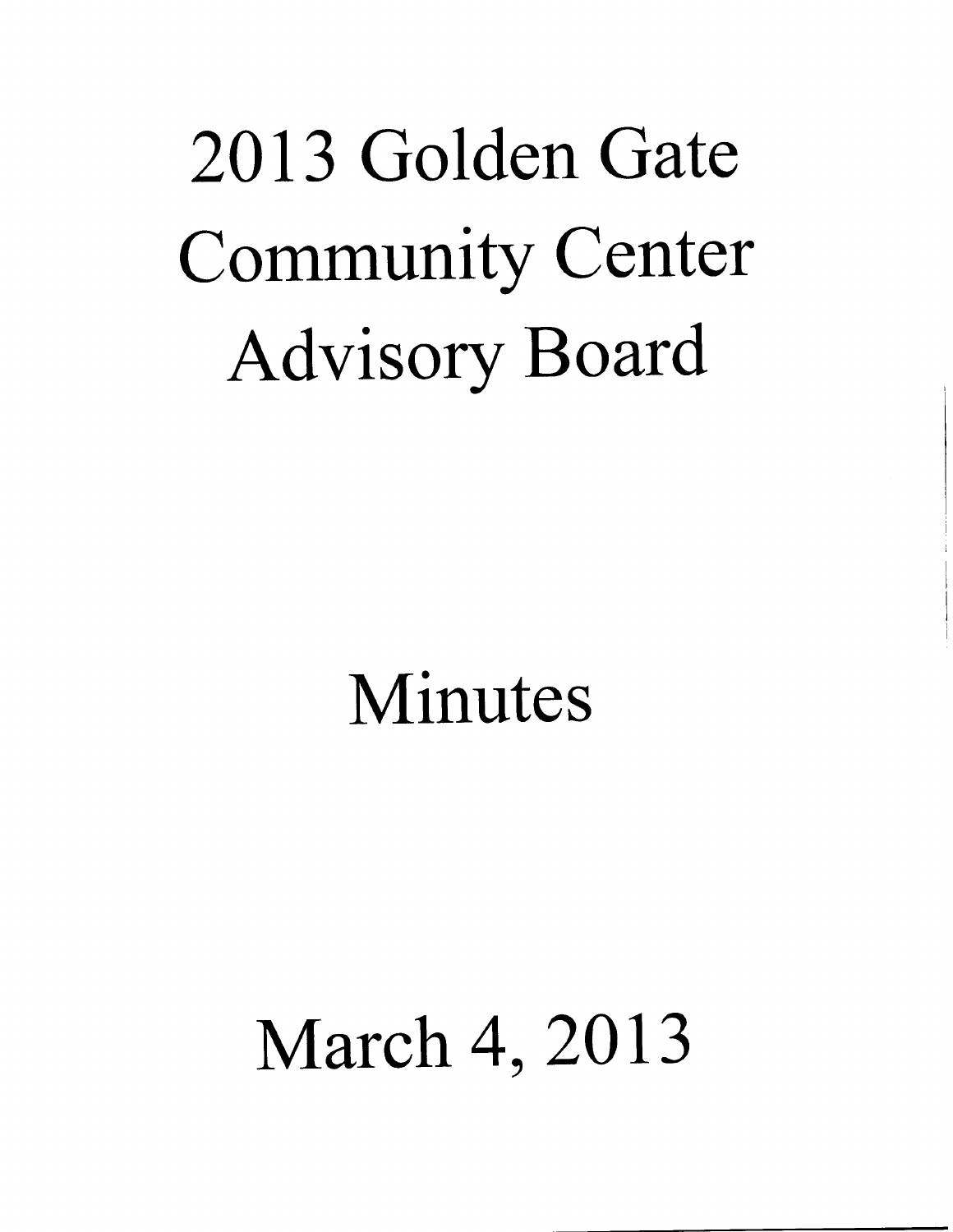# 2013 Golden Gate Community Center Advisory Board

# Minutes

# March 4, 2013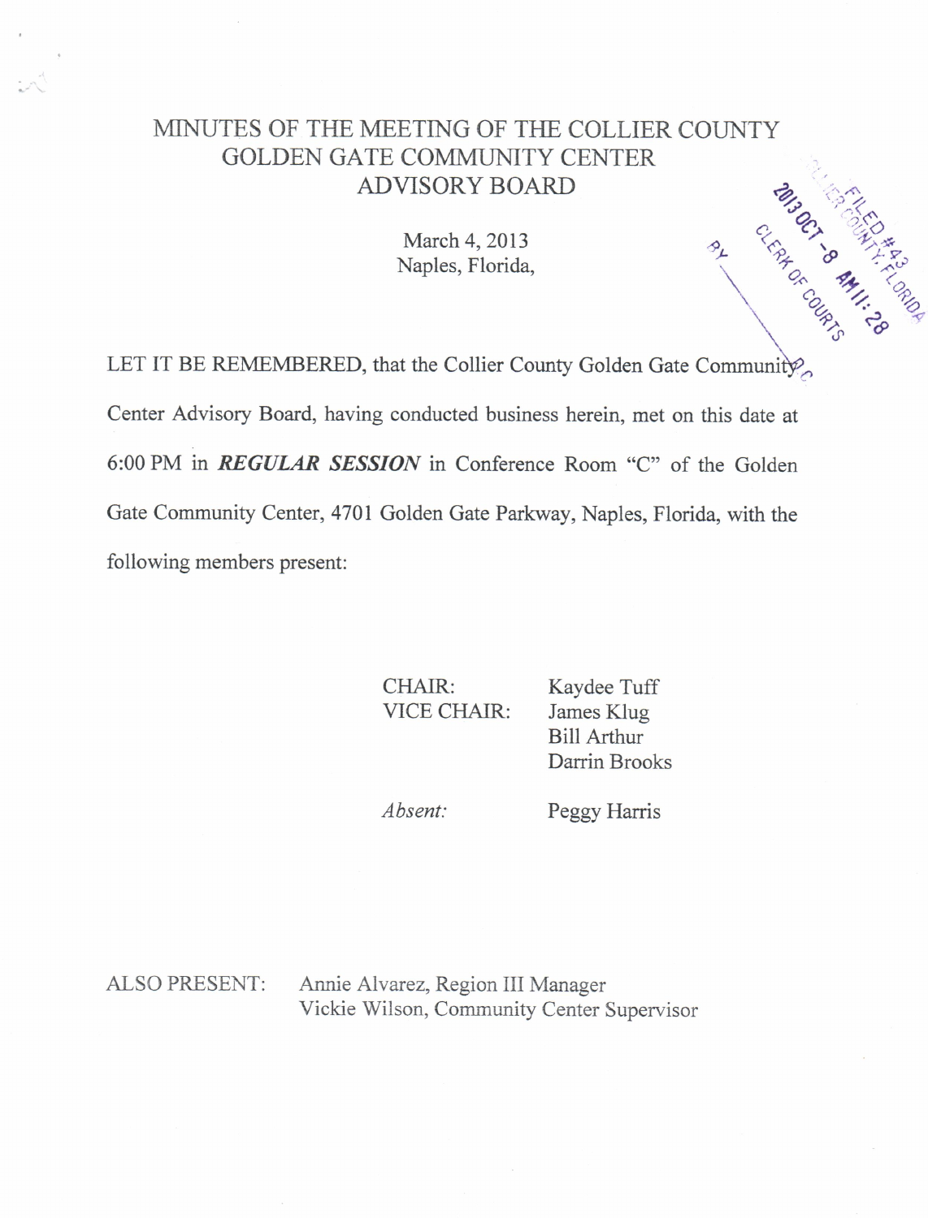# MINUTES OF THE MEETING OF THE COLLIER COUNTY GOLDEN GATE COMMUNITY CENTER ADVISORY BOARD

March 4, 2013
Naples, Florida,

FILED #43
COLLIER COUNTY, FLORIDA
2013 OCT -8 AM 11:28
CLERK OF COURTS
BY

LET IT BE REMEMBERED, that the Collier County Golden Gate Community Center Advisory Board, having conducted business herein, met on this date at 6:00 PM in ***REGULAR SESSION*** in Conference Room "C" of the Golden Gate Community Center, 4701 Golden Gate Parkway, Naples, Florida, with the following members present:

| | |
|---|---|
| CHAIR: | Kaydee Tuff |
| VICE CHAIR: | James Klug |
| | Bill Arthur |
| | Darrin Brooks |
| *Absent:* | Peggy Harris |

ALSO PRESENT: Annie Alvarez, Region III Manager
Vickie Wilson, Community Center Supervisor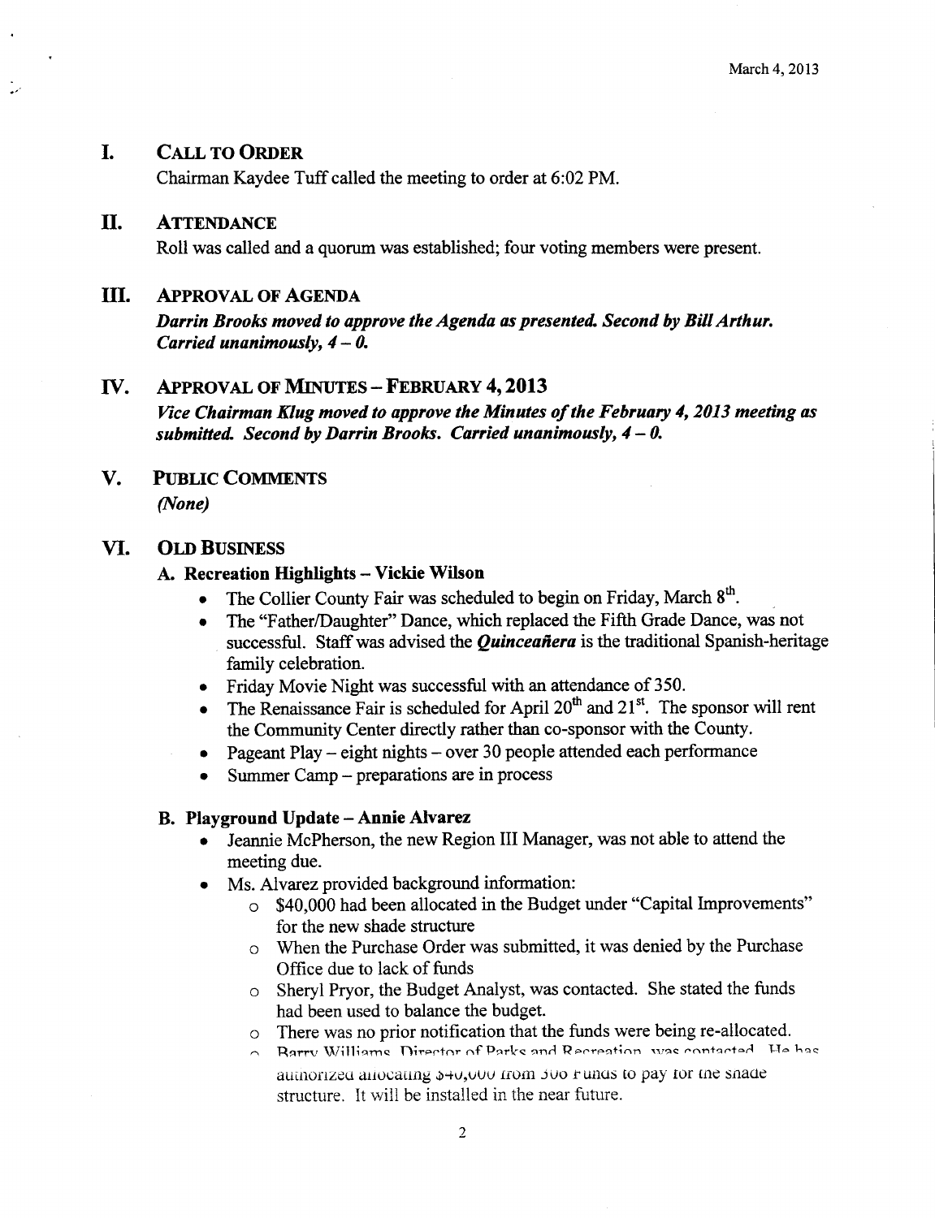March 4, 2013

## I. CALL TO ORDER

Chairman Kaydee Tuff called the meeting to order at 6:02 PM.

## II. ATTENDANCE

Roll was called and a quorum was established; four voting members were present.

## III. APPROVAL OF AGENDA

***Darrin Brooks moved to approve the Agenda as presented. Second by Bill Arthur. Carried unanimously, 4 – 0.***

## IV. APPROVAL OF MINUTES – FEBRUARY 4, 2013

***Vice Chairman Klug moved to approve the Minutes of the February 4, 2013 meeting as submitted. Second by Darrin Brooks. Carried unanimously, 4 – 0.***

## V. PUBLIC COMMENTS

*(None)*

## VI. OLD BUSINESS

### A. Recreation Highlights – Vickie Wilson

- The Collier County Fair was scheduled to begin on Friday, March 8th.
- The "Father/Daughter" Dance, which replaced the Fifth Grade Dance, was not successful. Staff was advised the ***Quinceañera*** is the traditional Spanish-heritage family celebration.
- Friday Movie Night was successful with an attendance of 350.
- The Renaissance Fair is scheduled for April 20th and 21st. The sponsor will rent the Community Center directly rather than co-sponsor with the County.
- Pageant Play – eight nights – over 30 people attended each performance
- Summer Camp – preparations are in process

### B. Playground Update – Annie Alvarez

- Jeannie McPherson, the new Region III Manager, was not able to attend the meeting due.
- Ms. Alvarez provided background information:
  - $40,000 had been allocated in the Budget under "Capital Improvements" for the new shade structure
  - When the Purchase Order was submitted, it was denied by the Purchase Office due to lack of funds
  - Sheryl Pryor, the Budget Analyst, was contacted. She stated the funds had been used to balance the budget.
  - There was no prior notification that the funds were being re-allocated.
  - Barry Williams, Director of Parks and Recreation, was contacted. He has authorized allocating $40,000 from 306 Funds to pay for the shade structure. It will be installed in the near future.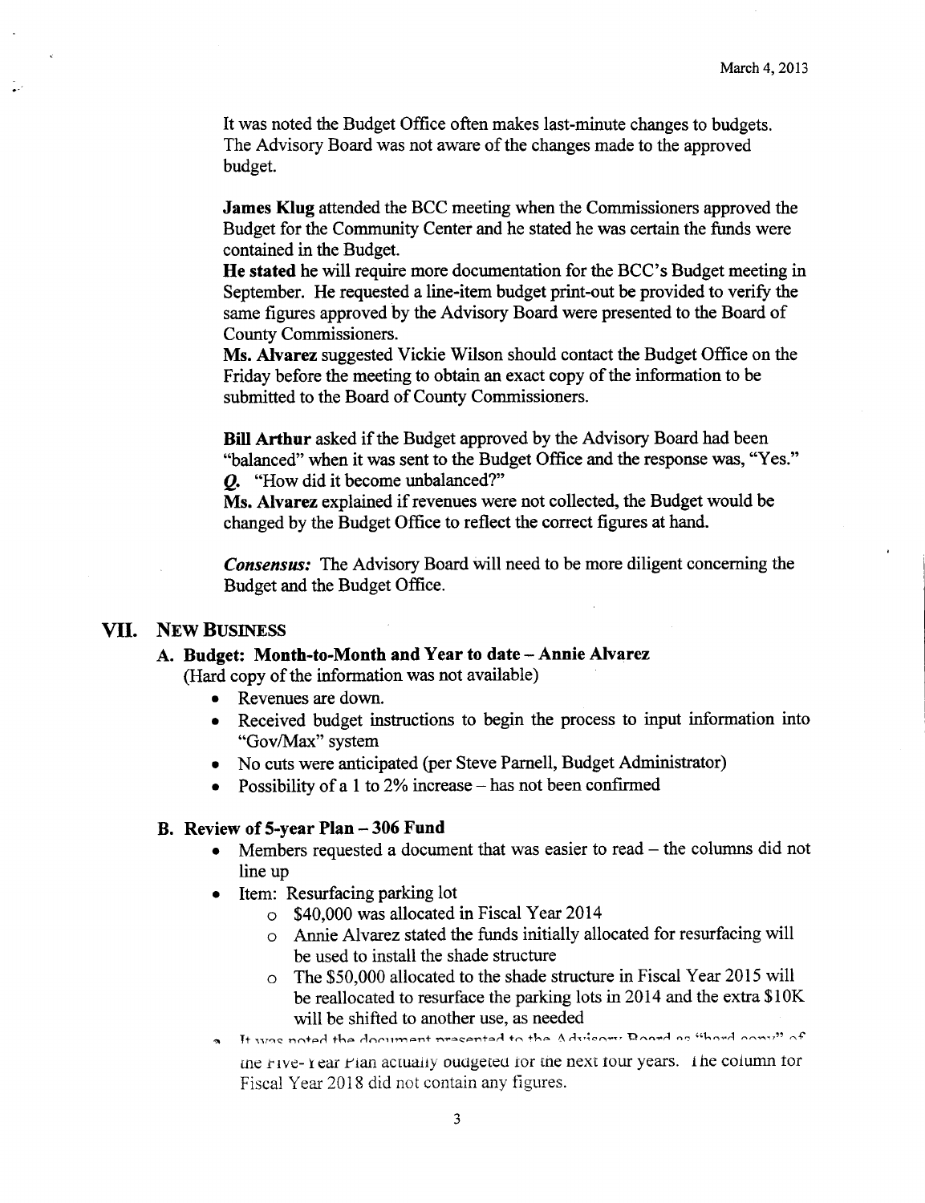It was noted the Budget Office often makes last-minute changes to budgets. The Advisory Board was not aware of the changes made to the approved budget.

**James Klug** attended the BCC meeting when the Commissioners approved the Budget for the Community Center and he stated he was certain the funds were contained in the Budget.

**He stated** he will require more documentation for the BCC's Budget meeting in September. He requested a line-item budget print-out be provided to verify the same figures approved by the Advisory Board were presented to the Board of County Commissioners.

**Ms. Alvarez** suggested Vickie Wilson should contact the Budget Office on the Friday before the meeting to obtain an exact copy of the information to be submitted to the Board of County Commissioners.

**Bill Arthur** asked if the Budget approved by the Advisory Board had been "balanced" when it was sent to the Budget Office and the response was, "Yes."

***Q.*** "How did it become unbalanced?"

**Ms. Alvarez** explained if revenues were not collected, the Budget would be changed by the Budget Office to reflect the correct figures at hand.

***Consensus:*** The Advisory Board will need to be more diligent concerning the Budget and the Budget Office.

## VII. NEW BUSINESS

### A. Budget: Month-to-Month and Year to date – Annie Alvarez

(Hard copy of the information was not available)

- Revenues are down.
- Received budget instructions to begin the process to input information into "Gov/Max" system
- No cuts were anticipated (per Steve Parnell, Budget Administrator)
- Possibility of a 1 to 2% increase – has not been confirmed

### B. Review of 5-year Plan – 306 Fund

- Members requested a document that was easier to read – the columns did not line up
- Item: Resurfacing parking lot
  - $40,000 was allocated in Fiscal Year 2014
  - Annie Alvarez stated the funds initially allocated for resurfacing will be used to install the shade structure
  - The $50,000 allocated to the shade structure in Fiscal Year 2015 will be reallocated to resurface the parking lots in 2014 and the extra $10K will be shifted to another use, as needed
- It was noted the document presented to the Advisory Board as "hard copy" of the Five-Year Plan actually budgeted for the next four years. The column for Fiscal Year 2018 did not contain any figures.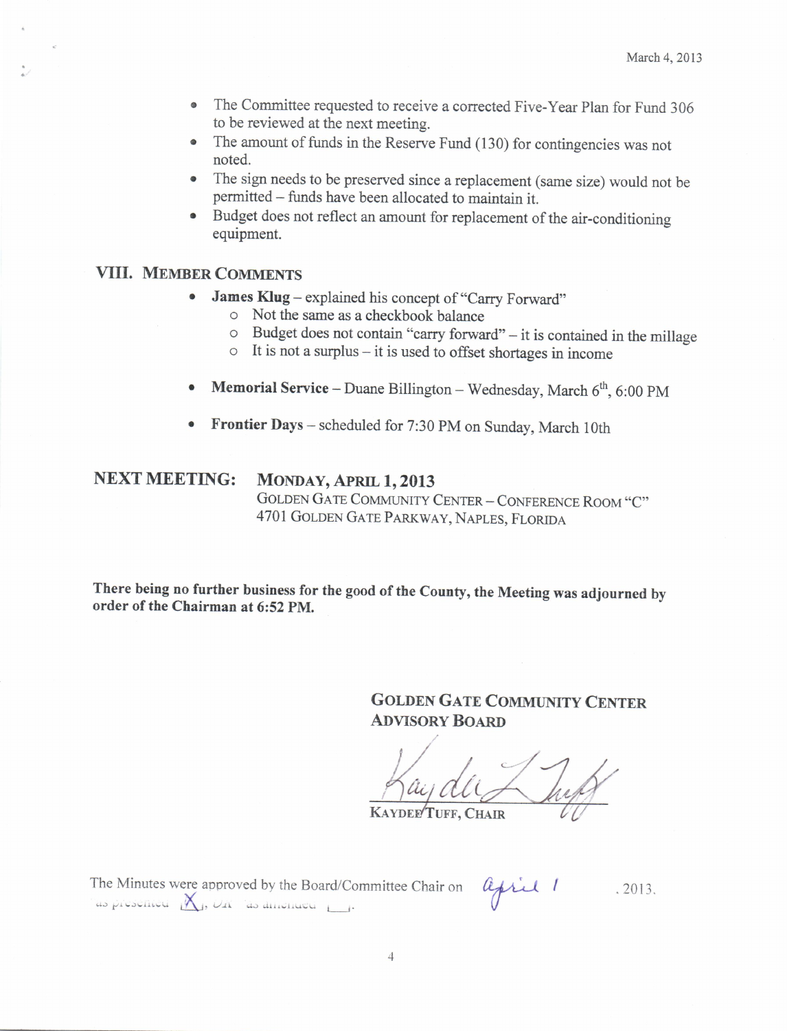- The Committee requested to receive a corrected Five-Year Plan for Fund 306 to be reviewed at the next meeting.
- The amount of funds in the Reserve Fund (130) for contingencies was not noted.
- The sign needs to be preserved since a replacement (same size) would not be permitted – funds have been allocated to maintain it.
- Budget does not reflect an amount for replacement of the air-conditioning equipment.

## VIII. Member Comments

- **James Klug** – explained his concept of "Carry Forward"
  - Not the same as a checkbook balance
  - Budget does not contain "carry forward" – it is contained in the millage
  - It is not a surplus – it is used to offset shortages in income

- **Memorial Service** – Duane Billington – Wednesday, March 6th, 6:00 PM

- **Frontier Days** – scheduled for 7:30 PM on Sunday, March 10th

**NEXT MEETING:** **Monday, April 1, 2013**
Golden Gate Community Center – Conference Room "C"
4701 Golden Gate Parkway, Naples, Florida

**There being no further business for the good of the County, the Meeting was adjourned by order of the Chairman at 6:52 PM.**

**Golden Gate Community Center Advisory Board**

Kaydee L Tuff

Kaydee Tuff, Chair

The Minutes were approved by the Board/Committee Chair on April 1, 2013, "as presented" [X], OR "as amended" [ ].